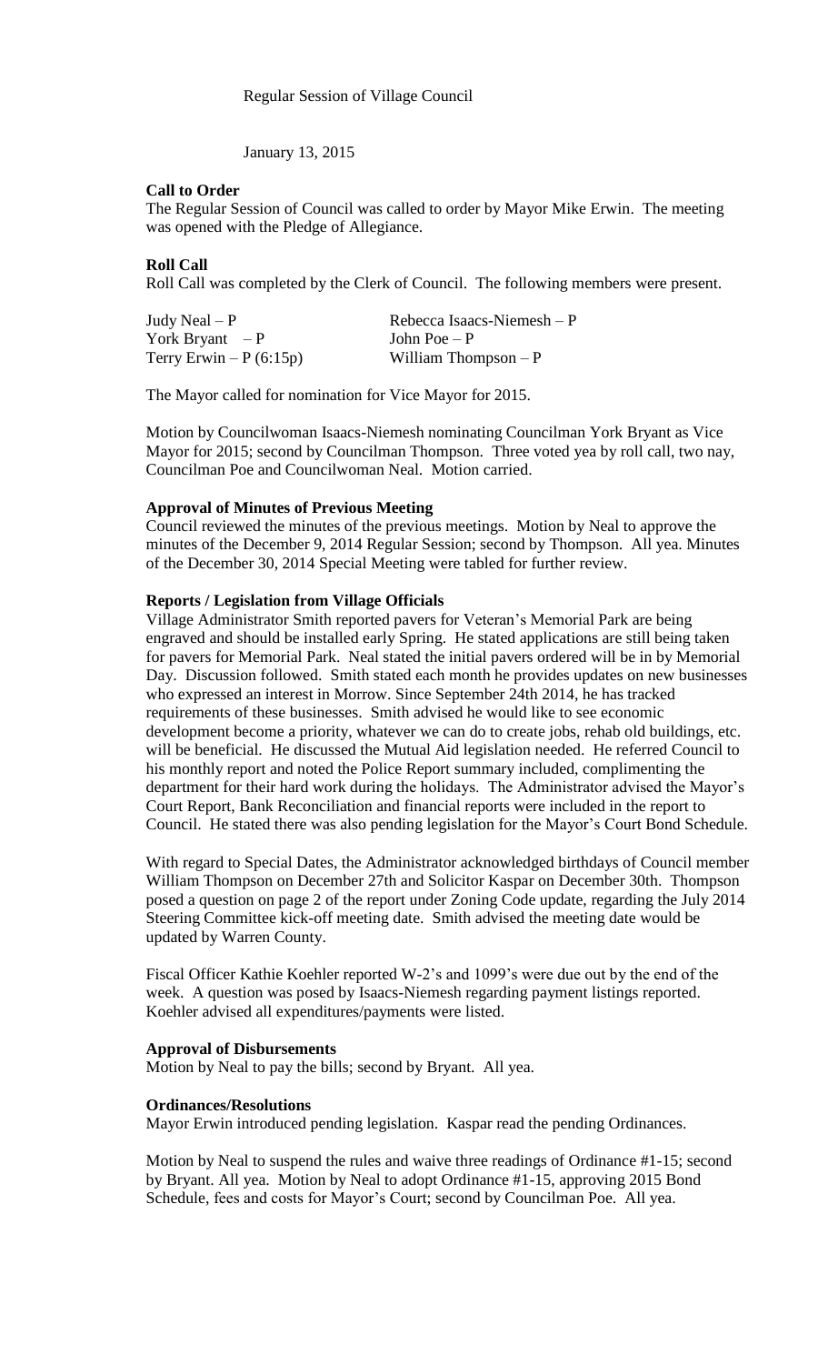Regular Session of Village Council

January 13, 2015

**Call to Order**

The Regular Session of Council was called to order by Mayor Mike Erwin. The meeting was opened with the Pledge of Allegiance.

**Roll Call**

Roll Call was completed by the Clerk of Council. The following members were present.

| | |
|---|---|
| Judy Neal – P | Rebecca Isaacs-Niemesh – P |
| York Bryant – P | John Poe – P |
| Terry Erwin – P (6:15p) | William Thompson – P |

The Mayor called for nomination for Vice Mayor for 2015.

Motion by Councilwoman Isaacs-Niemesh nominating Councilman York Bryant as Vice Mayor for 2015; second by Councilman Thompson. Three voted yea by roll call, two nay, Councilman Poe and Councilwoman Neal. Motion carried.

**Approval of Minutes of Previous Meeting**

Council reviewed the minutes of the previous meetings. Motion by Neal to approve the minutes of the December 9, 2014 Regular Session; second by Thompson. All yea. Minutes of the December 30, 2014 Special Meeting were tabled for further review.

**Reports / Legislation from Village Officials**

Village Administrator Smith reported pavers for Veteran's Memorial Park are being engraved and should be installed early Spring. He stated applications are still being taken for pavers for Memorial Park. Neal stated the initial pavers ordered will be in by Memorial Day. Discussion followed. Smith stated each month he provides updates on new businesses who expressed an interest in Morrow. Since September 24th 2014, he has tracked requirements of these businesses. Smith advised he would like to see economic development become a priority, whatever we can do to create jobs, rehab old buildings, etc. will be beneficial. He discussed the Mutual Aid legislation needed. He referred Council to his monthly report and noted the Police Report summary included, complimenting the department for their hard work during the holidays. The Administrator advised the Mayor's Court Report, Bank Reconciliation and financial reports were included in the report to Council. He stated there was also pending legislation for the Mayor's Court Bond Schedule.

With regard to Special Dates, the Administrator acknowledged birthdays of Council member William Thompson on December 27th and Solicitor Kaspar on December 30th. Thompson posed a question on page 2 of the report under Zoning Code update, regarding the July 2014 Steering Committee kick-off meeting date. Smith advised the meeting date would be updated by Warren County.

Fiscal Officer Kathie Koehler reported W-2's and 1099's were due out by the end of the week. A question was posed by Isaacs-Niemesh regarding payment listings reported. Koehler advised all expenditures/payments were listed.

**Approval of Disbursements**

Motion by Neal to pay the bills; second by Bryant. All yea.

**Ordinances/Resolutions**

Mayor Erwin introduced pending legislation. Kaspar read the pending Ordinances.

Motion by Neal to suspend the rules and waive three readings of Ordinance #1-15; second by Bryant. All yea. Motion by Neal to adopt Ordinance #1-15, approving 2015 Bond Schedule, fees and costs for Mayor's Court; second by Councilman Poe. All yea.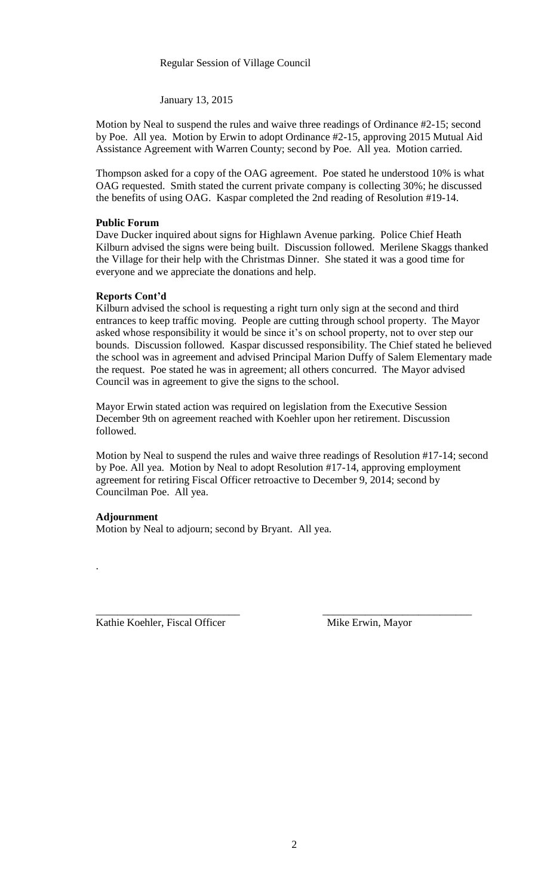Regular Session of Village Council

January 13, 2015

Motion by Neal to suspend the rules and waive three readings of Ordinance #2-15; second by Poe. All yea. Motion by Erwin to adopt Ordinance #2-15, approving 2015 Mutual Aid Assistance Agreement with Warren County; second by Poe. All yea. Motion carried.

Thompson asked for a copy of the OAG agreement. Poe stated he understood 10% is what OAG requested. Smith stated the current private company is collecting 30%; he discussed the benefits of using OAG. Kaspar completed the 2nd reading of Resolution #19-14.

**Public Forum**
Dave Ducker inquired about signs for Highlawn Avenue parking. Police Chief Heath Kilburn advised the signs were being built. Discussion followed. Merilene Skaggs thanked the Village for their help with the Christmas Dinner. She stated it was a good time for everyone and we appreciate the donations and help.

**Reports Cont'd**
Kilburn advised the school is requesting a right turn only sign at the second and third entrances to keep traffic moving. People are cutting through school property. The Mayor asked whose responsibility it would be since it's on school property, not to over step our bounds. Discussion followed. Kaspar discussed responsibility. The Chief stated he believed the school was in agreement and advised Principal Marion Duffy of Salem Elementary made the request. Poe stated he was in agreement; all others concurred. The Mayor advised Council was in agreement to give the signs to the school.

Mayor Erwin stated action was required on legislation from the Executive Session December 9th on agreement reached with Koehler upon her retirement. Discussion followed.

Motion by Neal to suspend the rules and waive three readings of Resolution #17-14; second by Poe. All yea. Motion by Neal to adopt Resolution #17-14, approving employment agreement for retiring Fiscal Officer retroactive to December 9, 2014; second by Councilman Poe. All yea.

**Adjournment**
Motion by Neal to adjourn; second by Bryant. All yea.

.

\_\_\_\_\_\_\_\_\_\_\_\_\_\_\_\_\_\_\_\_\_\_\_\_\_\_\_\_
Kathie Koehler, Fiscal Officer

\_\_\_\_\_\_\_\_\_\_\_\_\_\_\_\_\_\_\_\_\_\_\_\_\_\_\_\_
Mike Erwin, Mayor